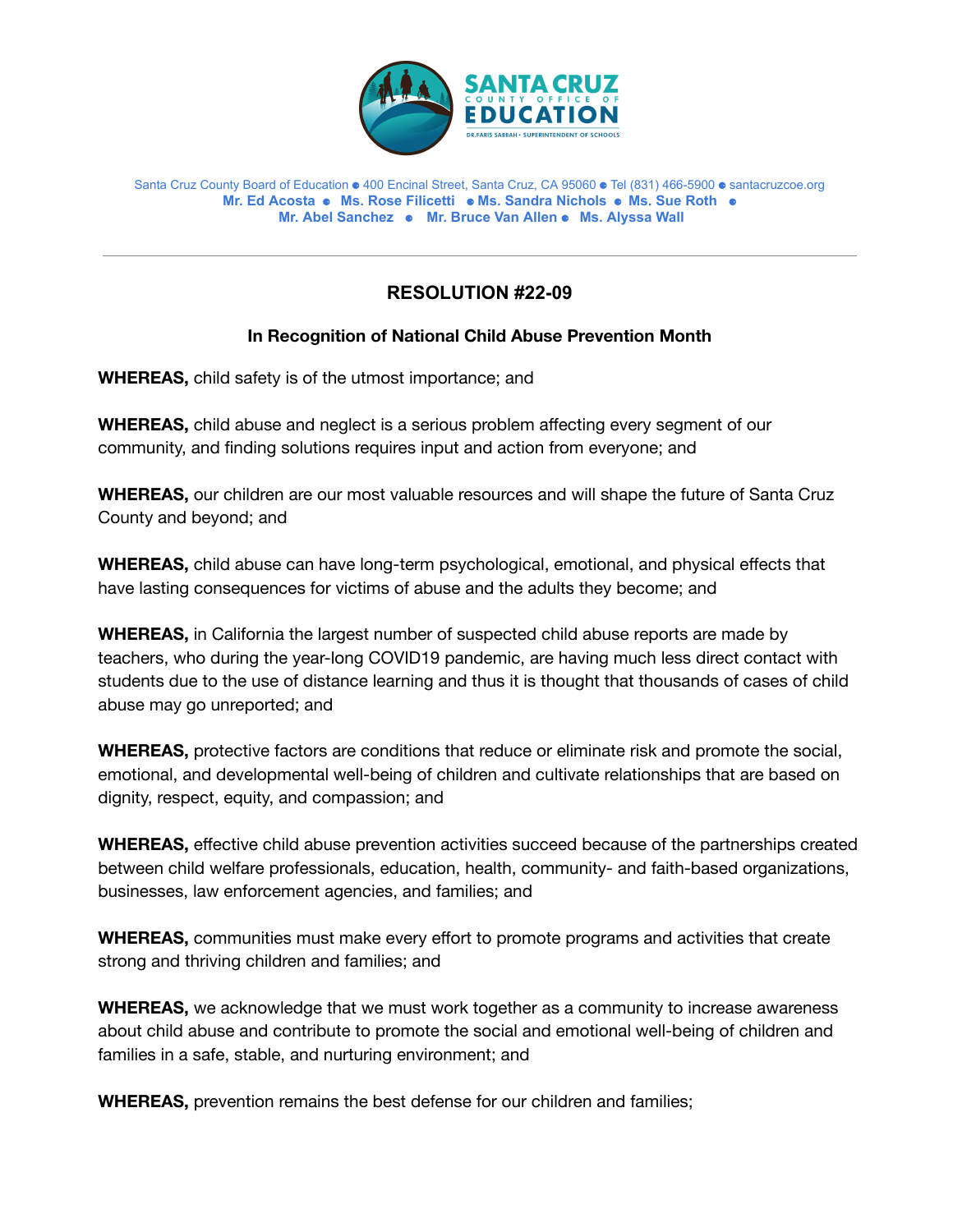SANTA CRUZ COUNTY OFFICE OF EDUCATION

DR. FARIS SABBAH • SUPERINTENDENT OF SCHOOLS

Santa Cruz County Board of Education ● 400 Encinal Street, Santa Cruz, CA 95060 ● Tel (831) 466-5900 ● santacruzcoe.org

**Mr. Ed Acosta ● Ms. Rose Filicetti ● Ms. Sandra Nichols ● Ms. Sue Roth ● Mr. Abel Sanchez ● Mr. Bruce Van Allen ● Ms. Alyssa Wall**

---

## RESOLUTION #22-09

### In Recognition of National Child Abuse Prevention Month

**WHEREAS,** child safety is of the utmost importance; and

**WHEREAS,** child abuse and neglect is a serious problem affecting every segment of our community, and finding solutions requires input and action from everyone; and

**WHEREAS,** our children are our most valuable resources and will shape the future of Santa Cruz County and beyond; and

**WHEREAS,** child abuse can have long-term psychological, emotional, and physical effects that have lasting consequences for victims of abuse and the adults they become; and

**WHEREAS,** in California the largest number of suspected child abuse reports are made by teachers, who during the year-long COVID19 pandemic, are having much less direct contact with students due to the use of distance learning and thus it is thought that thousands of cases of child abuse may go unreported; and

**WHEREAS,** protective factors are conditions that reduce or eliminate risk and promote the social, emotional, and developmental well-being of children and cultivate relationships that are based on dignity, respect, equity, and compassion; and

**WHEREAS,** effective child abuse prevention activities succeed because of the partnerships created between child welfare professionals, education, health, community- and faith-based organizations, businesses, law enforcement agencies, and families; and

**WHEREAS,** communities must make every effort to promote programs and activities that create strong and thriving children and families; and

**WHEREAS,** we acknowledge that we must work together as a community to increase awareness about child abuse and contribute to promote the social and emotional well-being of children and families in a safe, stable, and nurturing environment; and

**WHEREAS,** prevention remains the best defense for our children and families;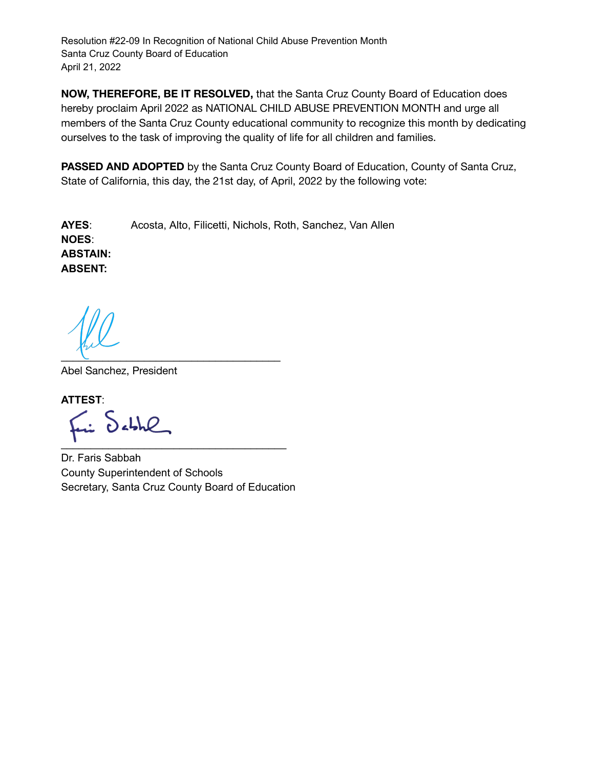**NOW, THEREFORE, BE IT RESOLVED,** that the Santa Cruz County Board of Education does hereby proclaim April 2022 as NATIONAL CHILD ABUSE PREVENTION MONTH and urge all members of the Santa Cruz County educational community to recognize this month by dedicating ourselves to the task of improving the quality of life for all children and families.

**PASSED AND ADOPTED** by the Santa Cruz County Board of Education, County of Santa Cruz, State of California, this day, the 21st day, of April, 2022 by the following vote:

**AYES**: Acosta, Alto, Filicetti, Nichols, Roth, Sanchez, Van Allen
**NOES**:
**ABSTAIN:**
**ABSENT:**

\_\_\_\_\_\_\_\_\_\_\_\_\_\_\_\_\_\_\_\_\_\_\_\_\_\_\_\_\_\_\_\_\_\_\_\_
Abel Sanchez, President

**ATTEST**:

\_\_\_\_\_\_\_\_\_\_\_\_\_\_\_\_\_\_\_\_\_\_\_\_\_\_\_\_\_\_\_\_\_\_\_\_
Dr. Faris Sabbah
County Superintendent of Schools
Secretary, Santa Cruz County Board of Education